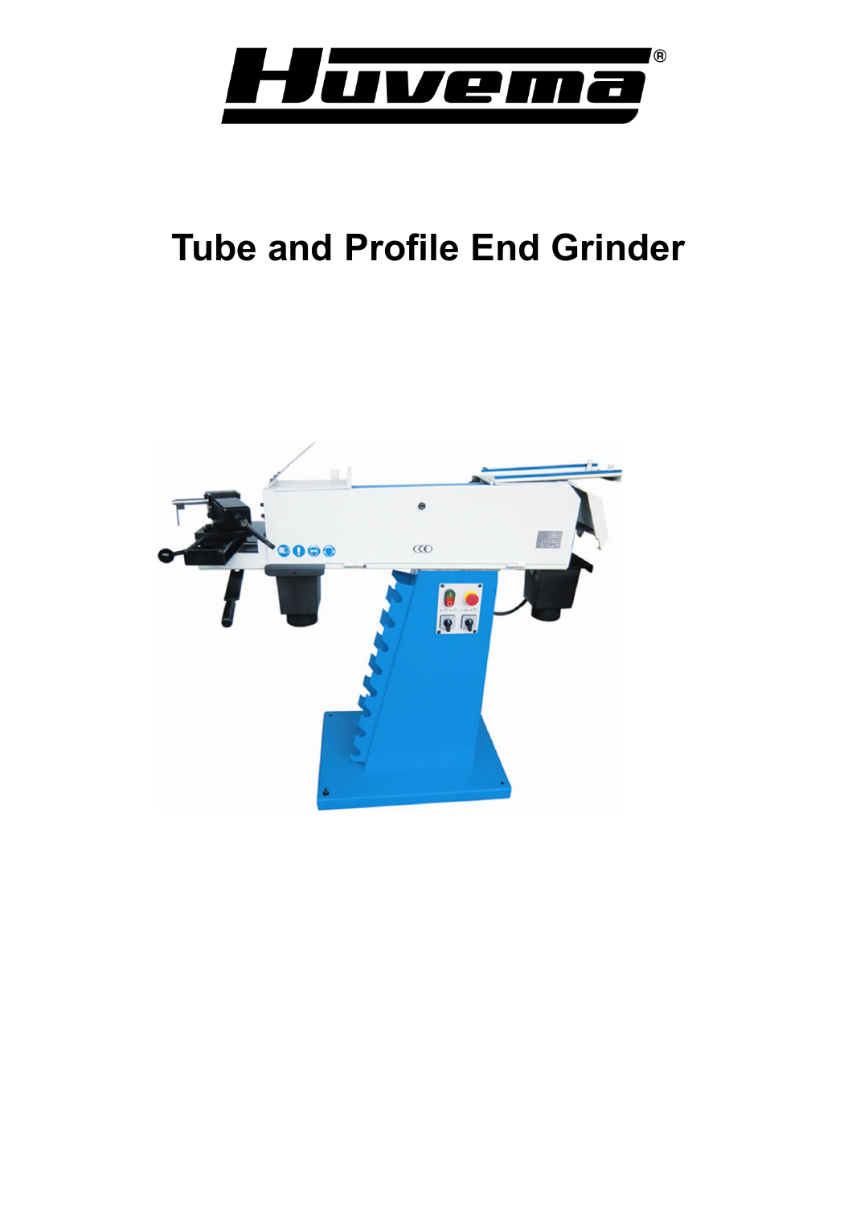Huvema®

# Tube and Profile End Grinder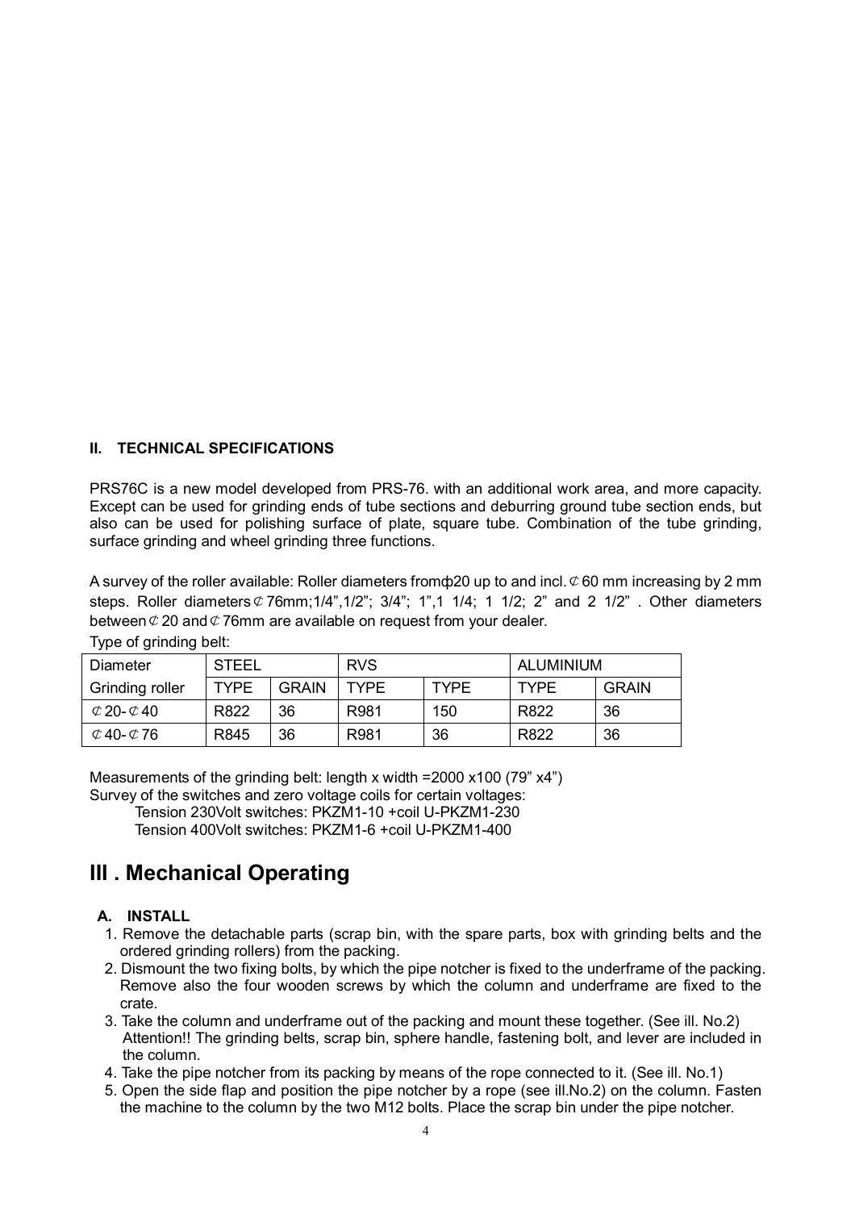### II. TECHNICAL SPECIFICATIONS

PRS76C is a new model developed from PRS-76. with an additional work area, and more capacity. Except can be used for grinding ends of tube sections and deburring ground tube section ends, but also can be used for polishing surface of plate, square tube. Combination of the tube grinding, surface grinding and wheel grinding three functions.

A survey of the roller available: Roller diameters fromф20 up to and incl. ⊄60 mm increasing by 2 mm steps. Roller diameters ⊄76mm;1/4",1/2"; 3/4"; 1",1 1/4; 1 1/2; 2" and 2 1/2" . Other diameters between ⊄20 and ⊄76mm are available on request from your dealer.

Type of grinding belt:

| Diameter | STEEL | | RVS | | ALUMINIUM | |
|---|---|---|---|---|---|---|
| Grinding roller | TYPE | GRAIN | TYPE | TYPE | TYPE | GRAIN |
| ⊄20-⊄40 | R822 | 36 | R981 | 150 | R822 | 36 |
| ⊄40-⊄76 | R845 | 36 | R981 | 36 | R822 | 36 |

Measurements of the grinding belt: length x width =2000 x100 (79" x4")

Survey of the switches and zero voltage coils for certain voltages:

Tension 230Volt switches: PKZM1-10 +coil U-PKZM1-230

Tension 400Volt switches: PKZM1-6 +coil U-PKZM1-400

## III . Mechanical Operating

### A. INSTALL

1. Remove the detachable parts (scrap bin, with the spare parts, box with grinding belts and the ordered grinding rollers) from the packing.
2. Dismount the two fixing bolts, by which the pipe notcher is fixed to the underframe of the packing. Remove also the four wooden screws by which the column and underframe are fixed to the crate.
3. Take the column and underframe out of the packing and mount these together. (See ill. No.2) Attention!! The grinding belts, scrap bin, sphere handle, fastening bolt, and lever are included in the column.
4. Take the pipe notcher from its packing by means of the rope connected to it. (See ill. No.1)
5. Open the side flap and position the pipe notcher by a rope (see ill.No.2) on the column. Fasten the machine to the column by the two M12 bolts. Place the scrap bin under the pipe notcher.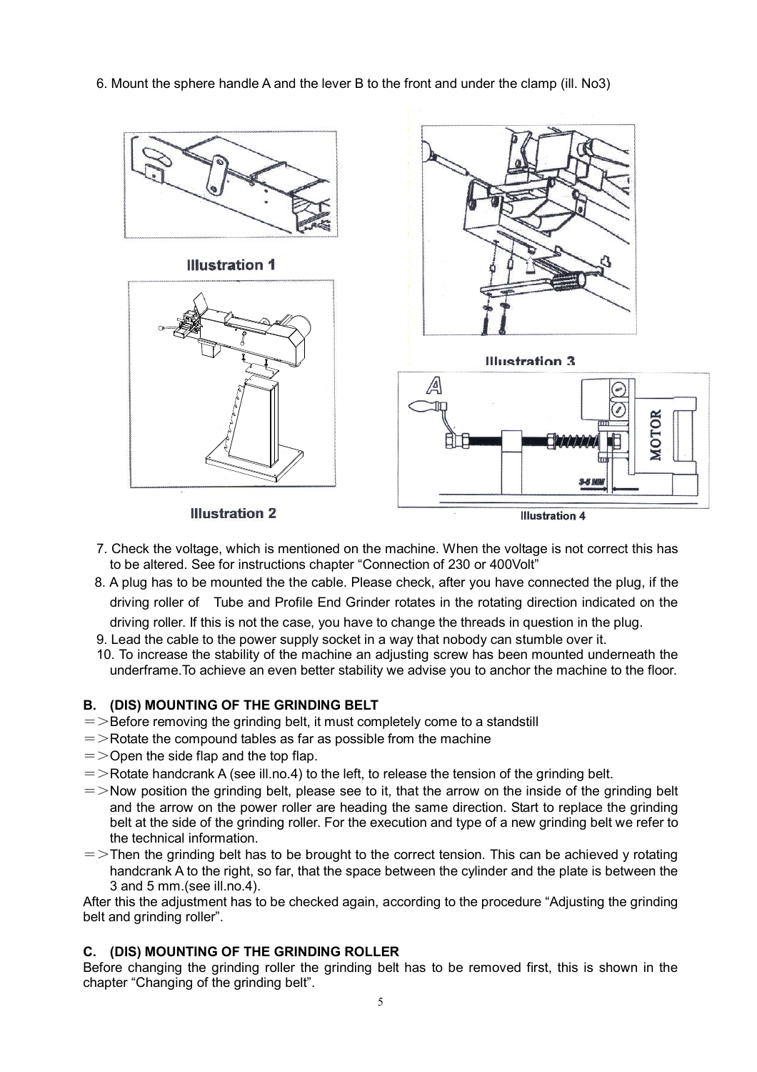6. Mount the sphere handle A and the lever B to the front and under the clamp (ill. No3)

Illustration 1

Illustration 2

Illustration 3

Illustration 4

7. Check the voltage, which is mentioned on the machine. When the voltage is not correct this has to be altered. See for instructions chapter “Connection of 230 or 400Volt”
8. A plug has to be mounted the the cable. Please check, after you have connected the plug, if the driving roller of Tube and Profile End Grinder rotates in the rotating direction indicated on the driving roller. If this is not the case, you have to change the threads in question in the plug.
9. Lead the cable to the power supply socket in a way that nobody can stumble over it.
10. To increase the stability of the machine an adjusting screw has been mounted underneath the underframe.To achieve an even better stability we advise you to anchor the machine to the floor.

### B. (DIS) MOUNTING OF THE GRINDING BELT

=>Before removing the grinding belt, it must completely come to a standstill

=>Rotate the compound tables as far as possible from the machine

=>Open the side flap and the top flap.

=>Rotate handcrank A (see ill.no.4) to the left, to release the tension of the grinding belt.

=>Now position the grinding belt, please see to it, that the arrow on the inside of the grinding belt and the arrow on the power roller are heading the same direction. Start to replace the grinding belt at the side of the grinding roller. For the execution and type of a new grinding belt we refer to the technical information.

=>Then the grinding belt has to be brought to the correct tension. This can be achieved y rotating handcrank A to the right, so far, that the space between the cylinder and the plate is between the 3 and 5 mm.(see ill.no.4).

After this the adjustment has to be checked again, according to the procedure “Adjusting the grinding belt and grinding roller”.

### C. (DIS) MOUNTING OF THE GRINDING ROLLER

Before changing the grinding roller the grinding belt has to be removed first, this is shown in the chapter “Changing of the grinding belt”.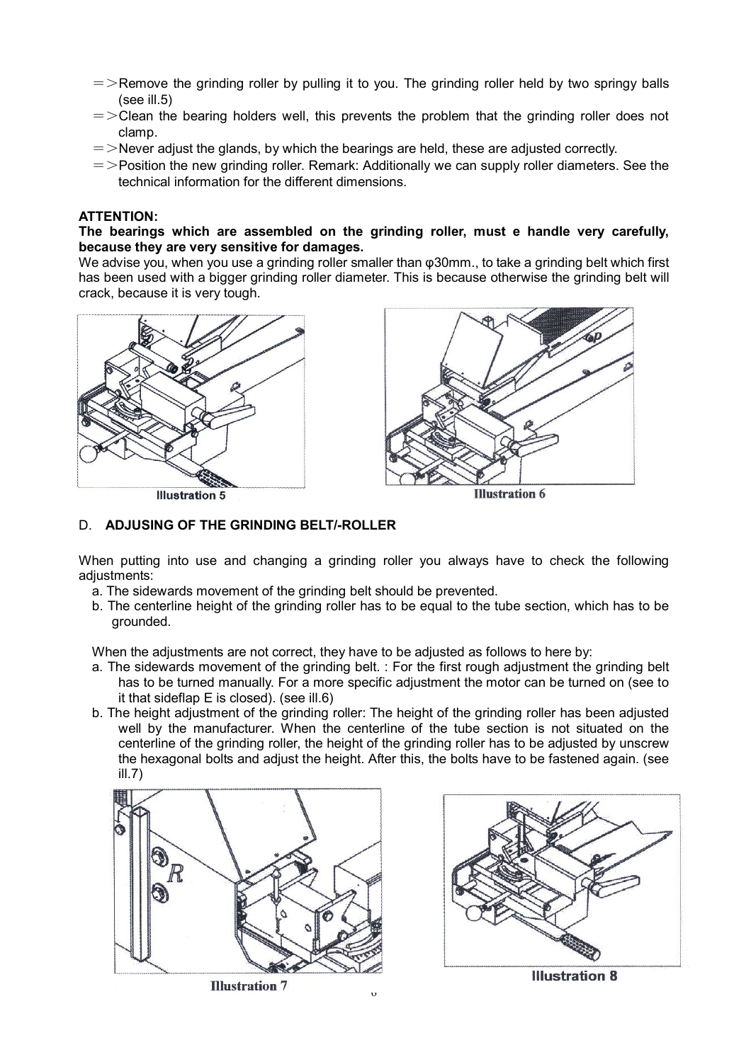=>Remove the grinding roller by pulling it to you. The grinding roller held by two springy balls (see ill.5)

=>Clean the bearing holders well, this prevents the problem that the grinding roller does not clamp.

=>Never adjust the glands, by which the bearings are held, these are adjusted correctly.

=>Position the new grinding roller. Remark: Additionally we can supply roller diameters. See the technical information for the different dimensions.

**ATTENTION:**

**The bearings which are assembled on the grinding roller, must e handle very carefully, because they are very sensitive for damages.**

We advise you, when you use a grinding roller smaller than φ30mm., to take a grinding belt which first has been used with a bigger grinding roller diameter. This is because otherwise the grinding belt will crack, because it is very tough.

Illustration 5

Illustration 6

D. **ADJUSING OF THE GRINDING BELT/-ROLLER**

When putting into use and changing a grinding roller you always have to check the following adjustments:

a. The sidewards movement of the grinding belt should be prevented.
b. The centerline height of the grinding roller has to be equal to the tube section, which has to be grounded.

When the adjustments are not correct, they have to be adjusted as follows to here by:

a. The sidewards movement of the grinding belt. : For the first rough adjustment the grinding belt has to be turned manually. For a more specific adjustment the motor can be turned on (see to it that sideflap E is closed). (see ill.6)
b. The height adjustment of the grinding roller: The height of the grinding roller has been adjusted well by the manufacturer. When the centerline of the tube section is not situated on the centerline of the grinding roller, the height of the grinding roller has to be adjusted by unscrew the hexagonal bolts and adjust the height. After this, the bolts have to be fastened again. (see ill.7)

Illustration 7

Illustration 8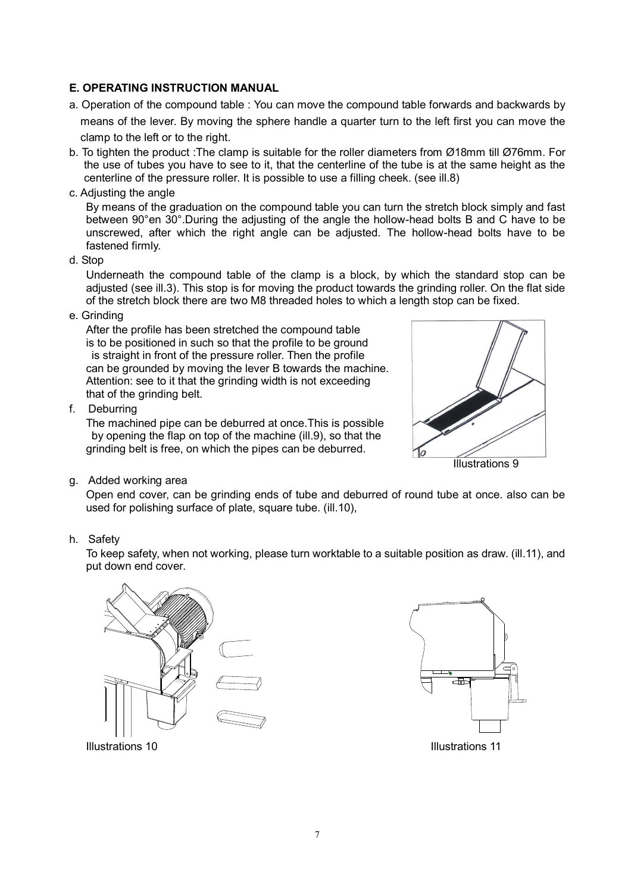### E. OPERATING INSTRUCTION MANUAL

a. Operation of the compound table : You can move the compound table forwards and backwards by means of the lever. By moving the sphere handle a quarter turn to the left first you can move the clamp to the left or to the right.

b. To tighten the product :The clamp is suitable for the roller diameters from Ø18mm till Ø76mm. For the use of tubes you have to see to it, that the centerline of the tube is at the same height as the centerline of the pressure roller. It is possible to use a filling cheek. (see ill.8)

c. Adjusting the angle

By means of the graduation on the compound table you can turn the stretch block simply and fast between 90°en 30°.During the adjusting of the angle the hollow-head bolts B and C have to be unscrewed, after which the right angle can be adjusted. The hollow-head bolts have to be fastened firmly.

d. Stop

Underneath the compound table of the clamp is a block, by which the standard stop can be adjusted (see ill.3). This stop is for moving the product towards the grinding roller. On the flat side of the stretch block there are two M8 threaded holes to which a length stop can be fixed.

e. Grinding

After the profile has been stretched the compound table is to be positioned in such so that the profile to be ground is straight in front of the pressure roller. Then the profile can be grounded by moving the lever B towards the machine. Attention: see to it that the grinding width is not exceeding that of the grinding belt.

f. Deburring

The machined pipe can be deburred at once.This is possible by opening the flap on top of the machine (ill.9), so that the grinding belt is free, on which the pipes can be deburred.

Illustrations 9

g. Added working area

Open end cover, can be grinding ends of tube and deburred of round tube at once. also can be used for polishing surface of plate, square tube. (ill.10),

h. Safety

To keep safety, when not working, please turn worktable to a suitable position as draw. (ill.11), and put down end cover.

Illustrations 10

Illustrations 11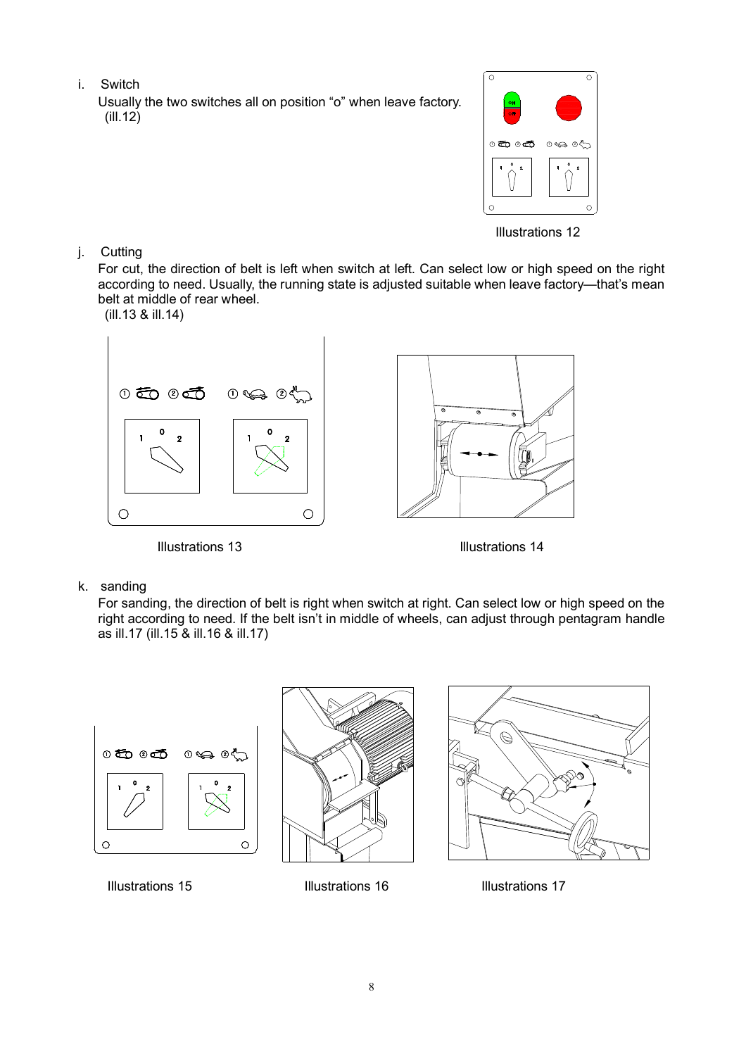i. Switch

Usually the two switches all on position "o" when leave factory. (ill.12)

Illustrations 12

j. Cutting

For cut, the direction of belt is left when switch at left. Can select low or high speed on the right according to need. Usually, the running state is adjusted suitable when leave factory—that's mean belt at middle of rear wheel.
(ill.13 & ill.14)

Illustrations 13

Illustrations 14

k. sanding

For sanding, the direction of belt is right when switch at right. Can select low or high speed on the right according to need. If the belt isn't in middle of wheels, can adjust through pentagram handle as ill.17 (ill.15 & ill.16 & ill.17)

Illustrations 15

Illustrations 16

Illustrations 17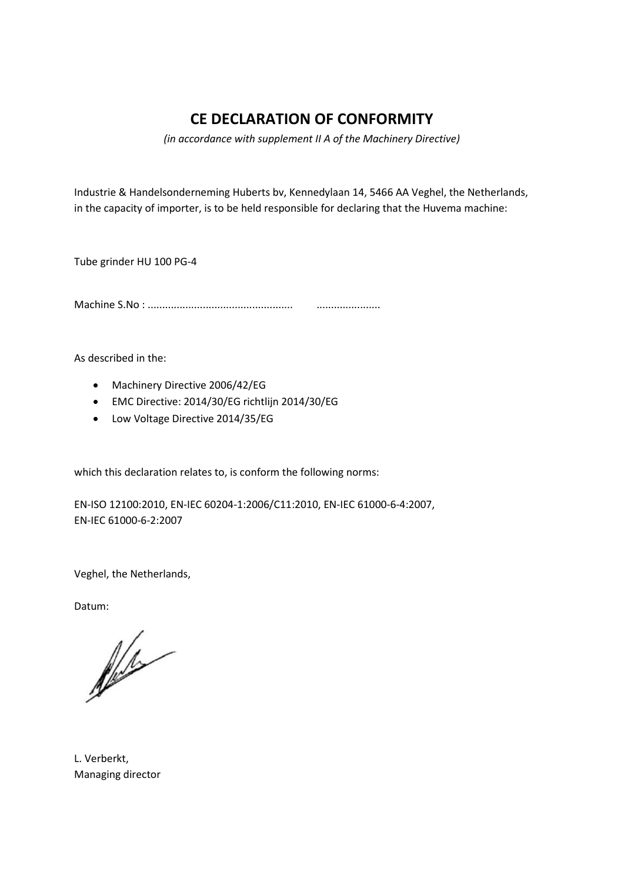# CE DECLARATION OF CONFORMITY

*(in accordance with supplement II A of the Machinery Directive)*

Industrie & Handelsonderneming Huberts bv, Kennedylaan 14, 5466 AA Veghel, the Netherlands, in the capacity of importer, is to be held responsible for declaring that the Huvema machine:

Tube grinder HU 100 PG-4

Machine S.No : ................................................. ......................

As described in the:

- Machinery Directive 2006/42/EG
- EMC Directive: 2014/30/EG richtlijn 2014/30/EG
- Low Voltage Directive 2014/35/EG

which this declaration relates to, is conform the following norms:

EN-ISO 12100:2010, EN-IEC 60204-1:2006/C11:2010, EN-IEC 61000-6-4:2007,
EN-IEC 61000-6-2:2007

Veghel, the Netherlands,

Datum:

L. Verberkt,
Managing director